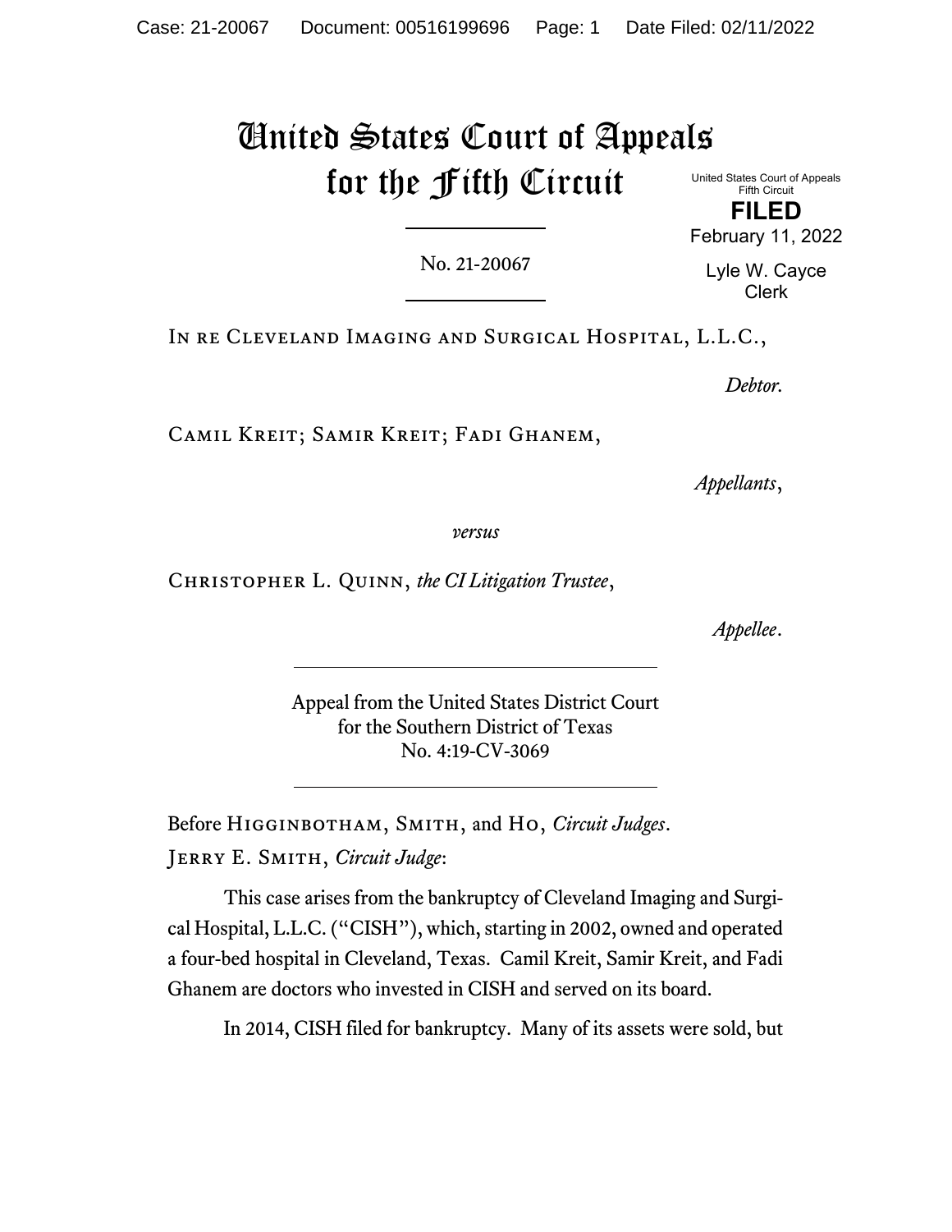# United States Court of Appeals for the Fifth Circuit

United States Court of Appeals
Fifth Circuit

**FILED**

February 11, 2022

Lyle W. Cayce
Clerk

No. 21-20067

In re Cleveland Imaging and Surgical Hospital, L.L.C.,

*Debtor.*

Camil Kreit; Samir Kreit; Fadi Ghanem,

*Appellants*,

*versus*

Christopher L. Quinn, *the CI Litigation Trustee*,

*Appellee*.

Appeal from the United States District Court
for the Southern District of Texas
No. 4:19-CV-3069

Before Higginbotham, Smith, and Ho, *Circuit Judges*.

Jerry E. Smith, *Circuit Judge*:

This case arises from the bankruptcy of Cleveland Imaging and Surgical Hospital, L.L.C. ("CISH"), which, starting in 2002, owned and operated a four-bed hospital in Cleveland, Texas. Camil Kreit, Samir Kreit, and Fadi Ghanem are doctors who invested in CISH and served on its board.

In 2014, CISH filed for bankruptcy. Many of its assets were sold, but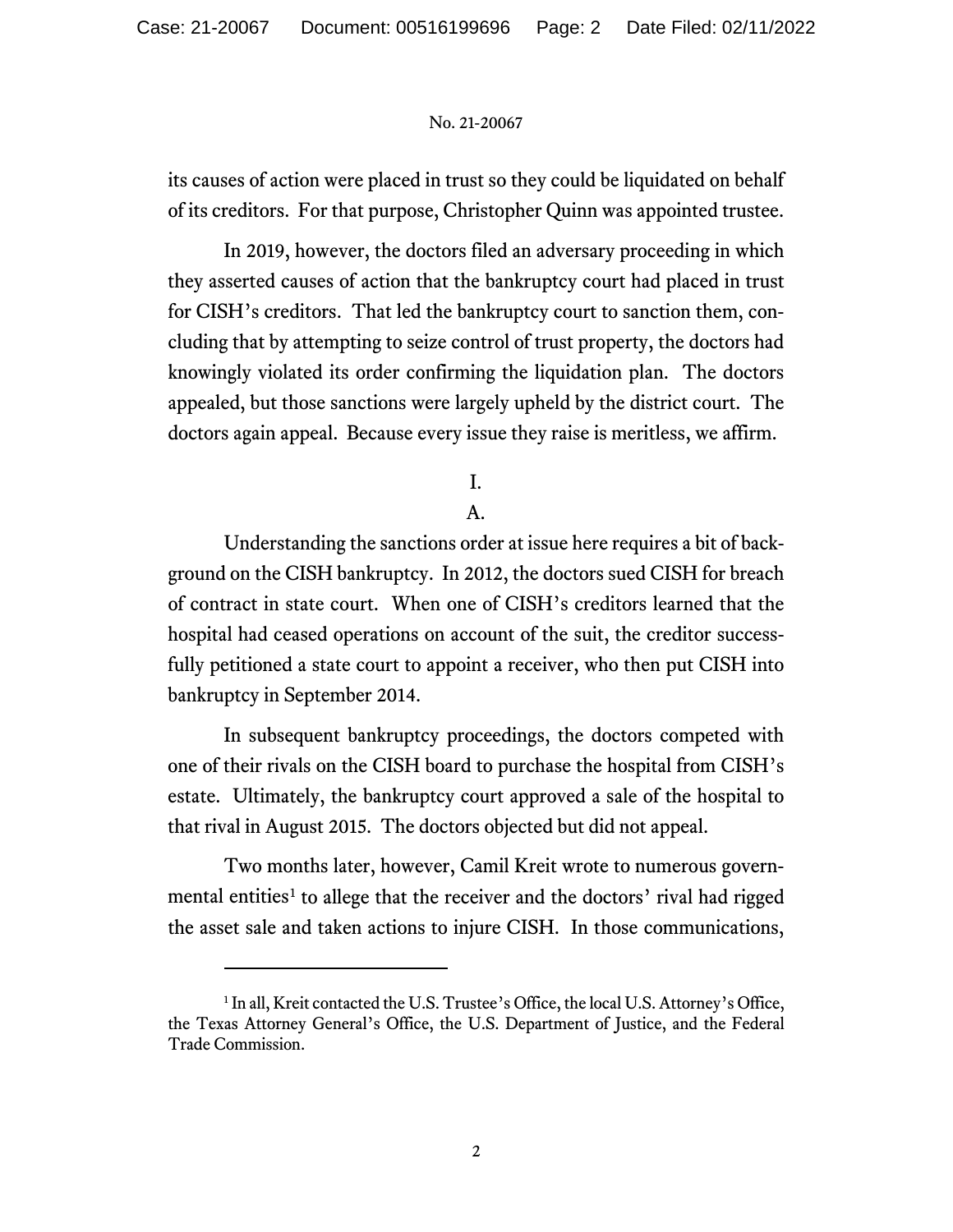its causes of action were placed in trust so they could be liquidated on behalf of its creditors. For that purpose, Christopher Quinn was appointed trustee.

In 2019, however, the doctors filed an adversary proceeding in which they asserted causes of action that the bankruptcy court had placed in trust for CISH's creditors. That led the bankruptcy court to sanction them, concluding that by attempting to seize control of trust property, the doctors had knowingly violated its order confirming the liquidation plan. The doctors appealed, but those sanctions were largely upheld by the district court. The doctors again appeal. Because every issue they raise is meritless, we affirm.

I.

A.

Understanding the sanctions order at issue here requires a bit of background on the CISH bankruptcy. In 2012, the doctors sued CISH for breach of contract in state court. When one of CISH's creditors learned that the hospital had ceased operations on account of the suit, the creditor successfully petitioned a state court to appoint a receiver, who then put CISH into bankruptcy in September 2014.

In subsequent bankruptcy proceedings, the doctors competed with one of their rivals on the CISH board to purchase the hospital from CISH's estate. Ultimately, the bankruptcy court approved a sale of the hospital to that rival in August 2015. The doctors objected but did not appeal.

Two months later, however, Camil Kreit wrote to numerous governmental entities[1] to allege that the receiver and the doctors' rival had rigged the asset sale and taken actions to injure CISH. In those communications,

[1] In all, Kreit contacted the U.S. Trustee's Office, the local U.S. Attorney's Office, the Texas Attorney General's Office, the U.S. Department of Justice, and the Federal Trade Commission.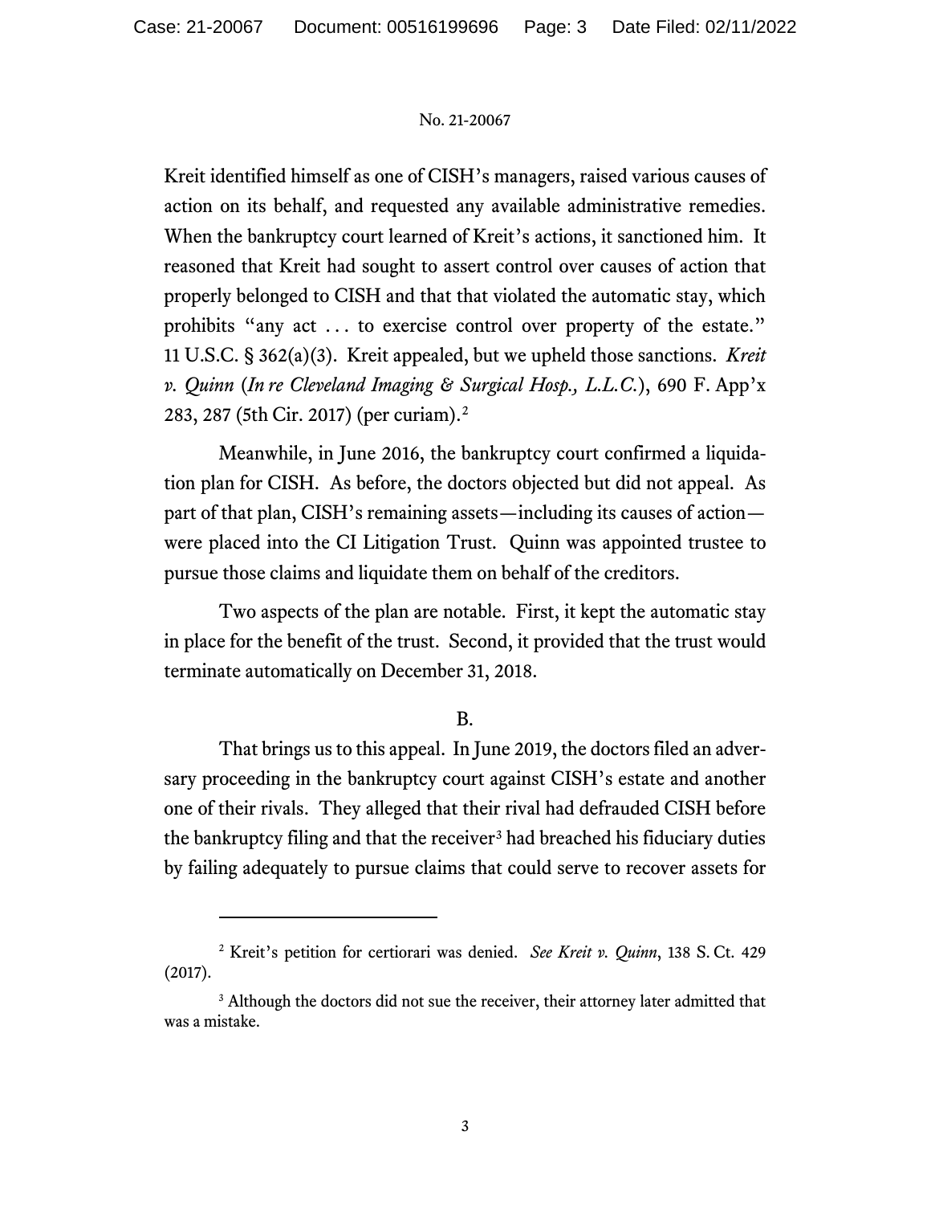Kreit identified himself as one of CISH's managers, raised various causes of action on its behalf, and requested any available administrative remedies. When the bankruptcy court learned of Kreit's actions, it sanctioned him. It reasoned that Kreit had sought to assert control over causes of action that properly belonged to CISH and that that violated the automatic stay, which prohibits "any act . . . to exercise control over property of the estate." 11 U.S.C. § 362(a)(3). Kreit appealed, but we upheld those sanctions. *Kreit v. Quinn* (*In re Cleveland Imaging & Surgical Hosp., L.L.C.*), 690 F. App'x 283, 287 (5th Cir. 2017) (per curiam).[2]

Meanwhile, in June 2016, the bankruptcy court confirmed a liquidation plan for CISH. As before, the doctors objected but did not appeal. As part of that plan, CISH's remaining assets—including its causes of action—were placed into the CI Litigation Trust. Quinn was appointed trustee to pursue those claims and liquidate them on behalf of the creditors.

Two aspects of the plan are notable. First, it kept the automatic stay in place for the benefit of the trust. Second, it provided that the trust would terminate automatically on December 31, 2018.

B.

That brings us to this appeal. In June 2019, the doctors filed an adversary proceeding in the bankruptcy court against CISH's estate and another one of their rivals. They alleged that their rival had defrauded CISH before the bankruptcy filing and that the receiver[3] had breached his fiduciary duties by failing adequately to pursue claims that could serve to recover assets for

---

[2] Kreit's petition for certiorari was denied. *See Kreit v. Quinn*, 138 S. Ct. 429 (2017).

[3] Although the doctors did not sue the receiver, their attorney later admitted that was a mistake.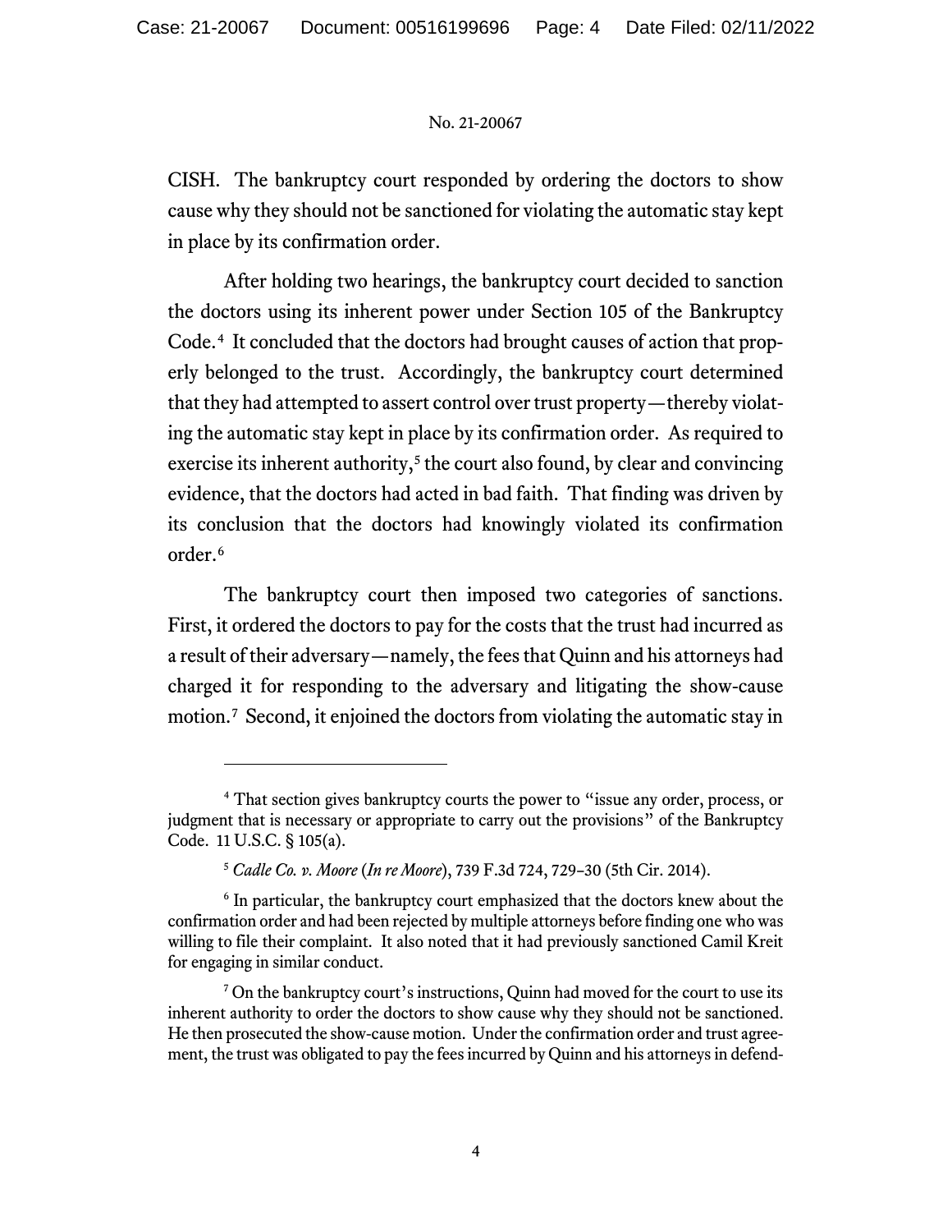CISH. The bankruptcy court responded by ordering the doctors to show cause why they should not be sanctioned for violating the automatic stay kept in place by its confirmation order.

After holding two hearings, the bankruptcy court decided to sanction the doctors using its inherent power under Section 105 of the Bankruptcy Code.[4] It concluded that the doctors had brought causes of action that properly belonged to the trust. Accordingly, the bankruptcy court determined that they had attempted to assert control over trust property—thereby violating the automatic stay kept in place by its confirmation order. As required to exercise its inherent authority,[5] the court also found, by clear and convincing evidence, that the doctors had acted in bad faith. That finding was driven by its conclusion that the doctors had knowingly violated its confirmation order.[6]

The bankruptcy court then imposed two categories of sanctions. First, it ordered the doctors to pay for the costs that the trust had incurred as a result of their adversary—namely, the fees that Quinn and his attorneys had charged it for responding to the adversary and litigating the show-cause motion.[7] Second, it enjoined the doctors from violating the automatic stay in

---

[4] That section gives bankruptcy courts the power to "issue any order, process, or judgment that is necessary or appropriate to carry out the provisions" of the Bankruptcy Code. 11 U.S.C. § 105(a).

[5] *Cadle Co. v. Moore* (*In re Moore*), 739 F.3d 724, 729–30 (5th Cir. 2014).

[6] In particular, the bankruptcy court emphasized that the doctors knew about the confirmation order and had been rejected by multiple attorneys before finding one who was willing to file their complaint. It also noted that it had previously sanctioned Camil Kreit for engaging in similar conduct.

[7] On the bankruptcy court's instructions, Quinn had moved for the court to use its inherent authority to order the doctors to show cause why they should not be sanctioned. He then prosecuted the show-cause motion. Under the confirmation order and trust agreement, the trust was obligated to pay the fees incurred by Quinn and his attorneys in defend-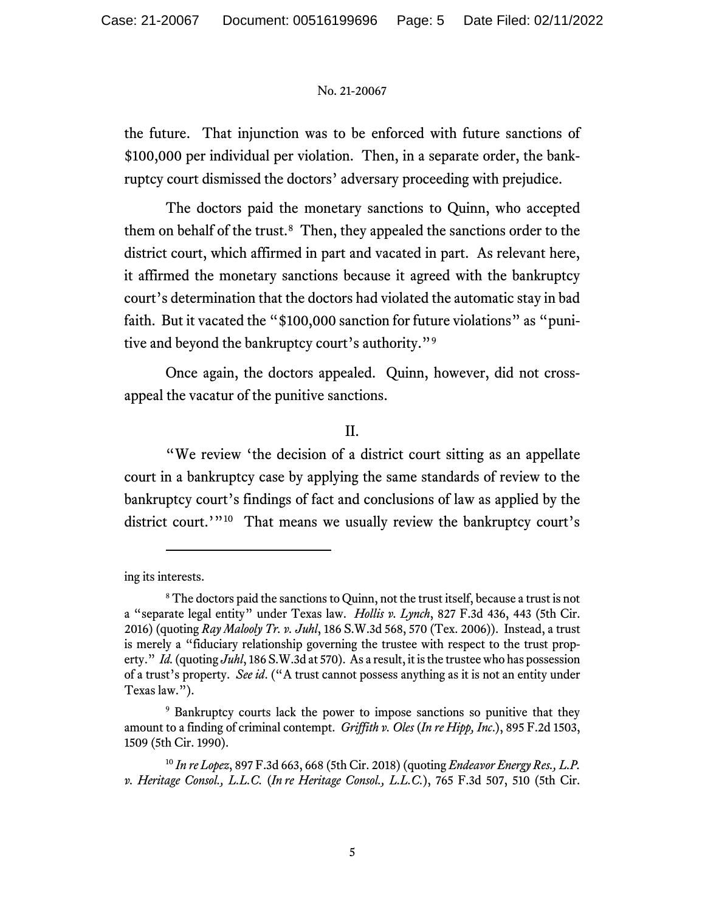the future. That injunction was to be enforced with future sanctions of $100,000 per individual per violation. Then, in a separate order, the bankruptcy court dismissed the doctors' adversary proceeding with prejudice.

The doctors paid the monetary sanctions to Quinn, who accepted them on behalf of the trust.[8] Then, they appealed the sanctions order to the district court, which affirmed in part and vacated in part. As relevant here, it affirmed the monetary sanctions because it agreed with the bankruptcy court's determination that the doctors had violated the automatic stay in bad faith. But it vacated the "$100,000 sanction for future violations" as "punitive and beyond the bankruptcy court's authority."[9]

Once again, the doctors appealed. Quinn, however, did not cross-appeal the vacatur of the punitive sanctions.

## II.

"We review 'the decision of a district court sitting as an appellate court in a bankruptcy case by applying the same standards of review to the bankruptcy court's findings of fact and conclusions of law as applied by the district court.'"[10] That means we usually review the bankruptcy court's

---

ing its interests.

[8] The doctors paid the sanctions to Quinn, not the trust itself, because a trust is not a "separate legal entity" under Texas law. *Hollis v. Lynch*, 827 F.3d 436, 443 (5th Cir. 2016) (quoting *Ray Malooly Tr. v. Juhl*, 186 S.W.3d 568, 570 (Tex. 2006)). Instead, a trust is merely a "fiduciary relationship governing the trustee with respect to the trust property." *Id.* (quoting *Juhl*, 186 S.W.3d at 570). As a result, it is the trustee who has possession of a trust's property. *See id*. ("A trust cannot possess anything as it is not an entity under Texas law.").

[9] Bankruptcy courts lack the power to impose sanctions so punitive that they amount to a finding of criminal contempt. *Griffith v. Oles* (*In re Hipp, Inc.*), 895 F.2d 1503, 1509 (5th Cir. 1990).

[10] *In re Lopez*, 897 F.3d 663, 668 (5th Cir. 2018) (quoting *Endeavor Energy Res., L.P. v. Heritage Consol., L.L.C.* (*In re Heritage Consol., L.L.C.*), 765 F.3d 507, 510 (5th Cir.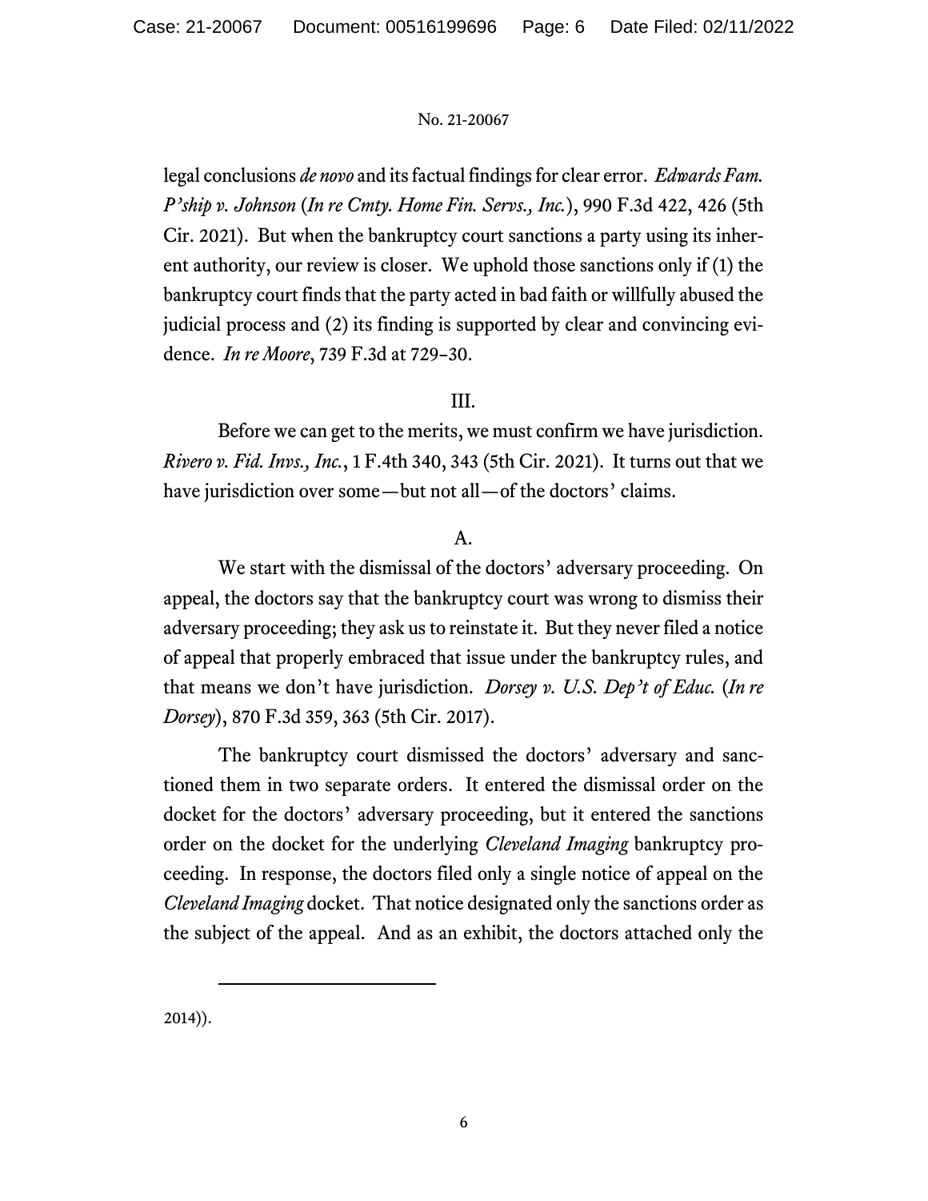legal conclusions *de novo* and its factual findings for clear error. *Edwards Fam. P'ship v. Johnson* (*In re Cmty. Home Fin. Servs., Inc.*), 990 F.3d 422, 426 (5th Cir. 2021). But when the bankruptcy court sanctions a party using its inherent authority, our review is closer. We uphold those sanctions only if (1) the bankruptcy court finds that the party acted in bad faith or willfully abused the judicial process and (2) its finding is supported by clear and convincing evidence. *In re Moore*, 739 F.3d at 729–30.

III.

Before we can get to the merits, we must confirm we have jurisdiction. *Rivero v. Fid. Invs., Inc.*, 1 F.4th 340, 343 (5th Cir. 2021). It turns out that we have jurisdiction over some—but not all—of the doctors' claims.

A.

We start with the dismissal of the doctors' adversary proceeding. On appeal, the doctors say that the bankruptcy court was wrong to dismiss their adversary proceeding; they ask us to reinstate it. But they never filed a notice of appeal that properly embraced that issue under the bankruptcy rules, and that means we don't have jurisdiction. *Dorsey v. U.S. Dep't of Educ.* (*In re Dorsey*), 870 F.3d 359, 363 (5th Cir. 2017).

The bankruptcy court dismissed the doctors' adversary and sanctioned them in two separate orders. It entered the dismissal order on the docket for the doctors' adversary proceeding, but it entered the sanctions order on the docket for the underlying *Cleveland Imaging* bankruptcy proceeding. In response, the doctors filed only a single notice of appeal on the *Cleveland Imaging* docket. That notice designated only the sanctions order as the subject of the appeal. And as an exhibit, the doctors attached only the

---

2014)).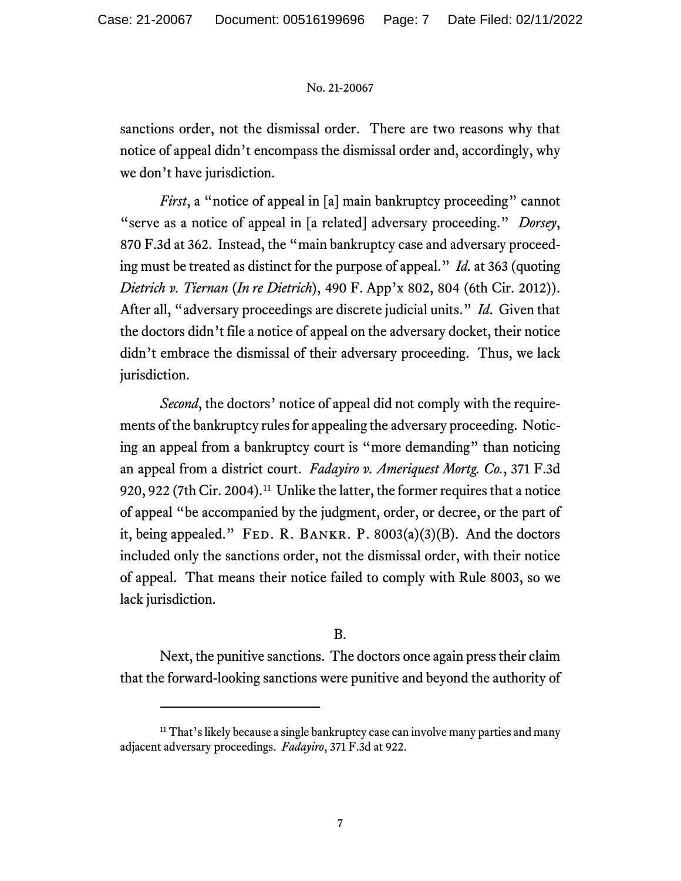sanctions order, not the dismissal order. There are two reasons why that notice of appeal didn't encompass the dismissal order and, accordingly, why we don't have jurisdiction.

*First*, a "notice of appeal in [a] main bankruptcy proceeding" cannot "serve as a notice of appeal in [a related] adversary proceeding." *Dorsey*, 870 F.3d at 362. Instead, the "main bankruptcy case and adversary proceeding must be treated as distinct for the purpose of appeal." *Id.* at 363 (quoting *Dietrich v. Tiernan* (*In re Dietrich*), 490 F. App'x 802, 804 (6th Cir. 2012)). After all, "adversary proceedings are discrete judicial units." *Id*. Given that the doctors didn't file a notice of appeal on the adversary docket, their notice didn't embrace the dismissal of their adversary proceeding. Thus, we lack jurisdiction.

*Second*, the doctors' notice of appeal did not comply with the requirements of the bankruptcy rules for appealing the adversary proceeding. Noticing an appeal from a bankruptcy court is "more demanding" than noticing an appeal from a district court. *Fadayiro v. Ameriquest Mortg. Co.*, 371 F.3d 920, 922 (7th Cir. 2004).[11] Unlike the latter, the former requires that a notice of appeal "be accompanied by the judgment, order, or decree, or the part of it, being appealed." Fed. R. Bankr. P. 8003(a)(3)(B). And the doctors included only the sanctions order, not the dismissal order, with their notice of appeal. That means their notice failed to comply with Rule 8003, so we lack jurisdiction.

B.

Next, the punitive sanctions. The doctors once again press their claim that the forward-looking sanctions were punitive and beyond the authority of

[11] That's likely because a single bankruptcy case can involve many parties and many adjacent adversary proceedings. *Fadayiro*, 371 F.3d at 922.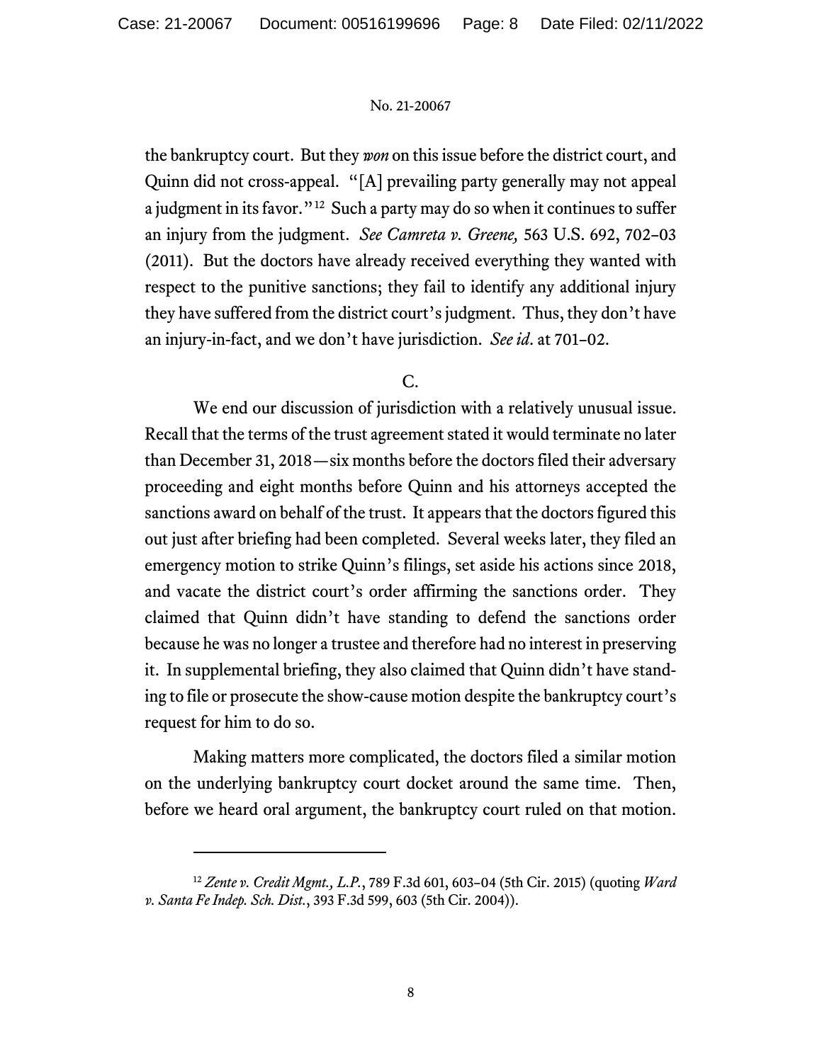the bankruptcy court. But they *won* on this issue before the district court, and Quinn did not cross-appeal. "[A] prevailing party generally may not appeal a judgment in its favor."[12] Such a party may do so when it continues to suffer an injury from the judgment. *See Camreta v. Greene,* 563 U.S. 692, 702–03 (2011). But the doctors have already received everything they wanted with respect to the punitive sanctions; they fail to identify any additional injury they have suffered from the district court's judgment. Thus, they don't have an injury-in-fact, and we don't have jurisdiction. *See id*. at 701–02.

C.

We end our discussion of jurisdiction with a relatively unusual issue. Recall that the terms of the trust agreement stated it would terminate no later than December 31, 2018—six months before the doctors filed their adversary proceeding and eight months before Quinn and his attorneys accepted the sanctions award on behalf of the trust. It appears that the doctors figured this out just after briefing had been completed. Several weeks later, they filed an emergency motion to strike Quinn's filings, set aside his actions since 2018, and vacate the district court's order affirming the sanctions order. They claimed that Quinn didn't have standing to defend the sanctions order because he was no longer a trustee and therefore had no interest in preserving it. In supplemental briefing, they also claimed that Quinn didn't have standing to file or prosecute the show-cause motion despite the bankruptcy court's request for him to do so.

Making matters more complicated, the doctors filed a similar motion on the underlying bankruptcy court docket around the same time. Then, before we heard oral argument, the bankruptcy court ruled on that motion.

---

[12] *Zente v. Credit Mgmt., L.P.*, 789 F.3d 601, 603–04 (5th Cir. 2015) (quoting *Ward v. Santa Fe Indep. Sch. Dist.*, 393 F.3d 599, 603 (5th Cir. 2004)).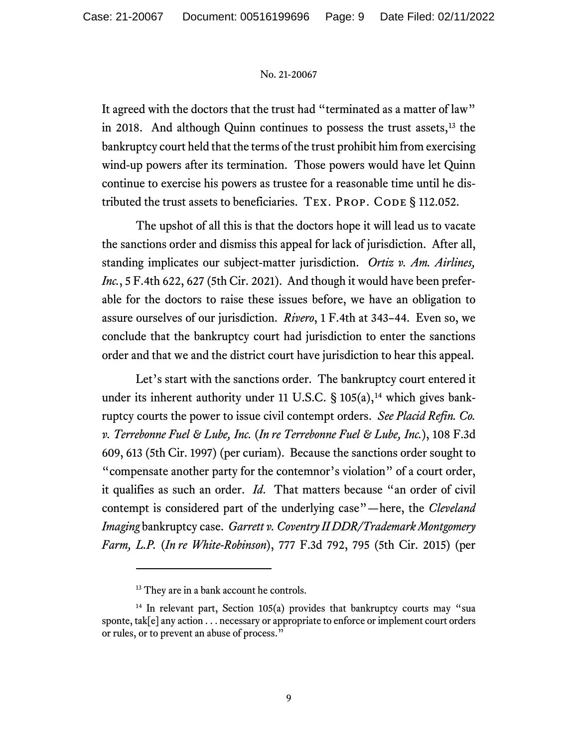It agreed with the doctors that the trust had "terminated as a matter of law" in 2018. And although Quinn continues to possess the trust assets,[13] the bankruptcy court held that the terms of the trust prohibit him from exercising wind-up powers after its termination. Those powers would have let Quinn continue to exercise his powers as trustee for a reasonable time until he distributed the trust assets to beneficiaries. TEX. PROP. CODE § 112.052.

The upshot of all this is that the doctors hope it will lead us to vacate the sanctions order and dismiss this appeal for lack of jurisdiction. After all, standing implicates our subject-matter jurisdiction. *Ortiz v. Am. Airlines, Inc.*, 5 F.4th 622, 627 (5th Cir. 2021). And though it would have been preferable for the doctors to raise these issues before, we have an obligation to assure ourselves of our jurisdiction. *Rivero*, 1 F.4th at 343–44. Even so, we conclude that the bankruptcy court had jurisdiction to enter the sanctions order and that we and the district court have jurisdiction to hear this appeal.

Let's start with the sanctions order. The bankruptcy court entered it under its inherent authority under 11 U.S.C. § 105(a),[14] which gives bankruptcy courts the power to issue civil contempt orders. *See Placid Refin. Co. v. Terrebonne Fuel & Lube, Inc.* (*In re Terrebonne Fuel & Lube, Inc.*), 108 F.3d 609, 613 (5th Cir. 1997) (per curiam). Because the sanctions order sought to "compensate another party for the contemnor's violation" of a court order, it qualifies as such an order. *Id.* That matters because "an order of civil contempt is considered part of the underlying case"—here, the *Cleveland Imaging* bankruptcy case. *Garrett v. Coventry II DDR/Trademark Montgomery Farm, L.P.* (*In re White-Robinson*), 777 F.3d 792, 795 (5th Cir. 2015) (per

---

[13] They are in a bank account he controls.

[14] In relevant part, Section 105(a) provides that bankruptcy courts may "sua sponte, tak[e] any action . . . necessary or appropriate to enforce or implement court orders or rules, or to prevent an abuse of process."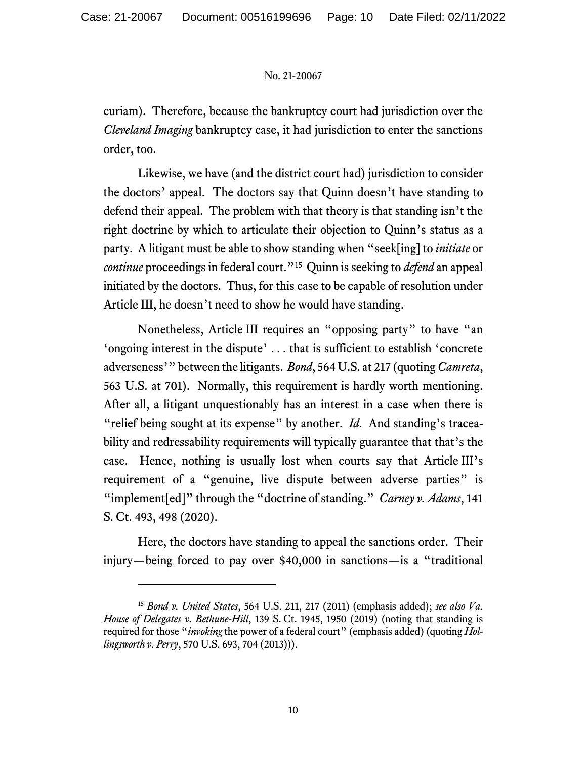curiam). Therefore, because the bankruptcy court had jurisdiction over the *Cleveland Imaging* bankruptcy case, it had jurisdiction to enter the sanctions order, too.

Likewise, we have (and the district court had) jurisdiction to consider the doctors' appeal. The doctors say that Quinn doesn't have standing to defend their appeal. The problem with that theory is that standing isn't the right doctrine by which to articulate their objection to Quinn's status as a party. A litigant must be able to show standing when "seek[ing] to *initiate* or *continue* proceedings in federal court."[15] Quinn is seeking to *defend* an appeal initiated by the doctors. Thus, for this case to be capable of resolution under Article III, he doesn't need to show he would have standing.

Nonetheless, Article III requires an "opposing party" to have "an 'ongoing interest in the dispute' . . . that is sufficient to establish 'concrete adverseness'" between the litigants. *Bond*, 564 U.S. at 217 (quoting *Camreta*, 563 U.S. at 701). Normally, this requirement is hardly worth mentioning. After all, a litigant unquestionably has an interest in a case when there is "relief being sought at its expense" by another. *Id*. And standing's traceability and redressability requirements will typically guarantee that that's the case. Hence, nothing is usually lost when courts say that Article III's requirement of a "genuine, live dispute between adverse parties" is "implement[ed]" through the "doctrine of standing." *Carney v. Adams*, 141 S. Ct. 493, 498 (2020).

Here, the doctors have standing to appeal the sanctions order. Their injury—being forced to pay over $40,000 in sanctions—is a "traditional

---

[15] *Bond v. United States*, 564 U.S. 211, 217 (2011) (emphasis added); *see also Va. House of Delegates v. Bethune-Hill*, 139 S. Ct. 1945, 1950 (2019) (noting that standing is required for those "*invoking* the power of a federal court" (emphasis added) (quoting *Hollingsworth v. Perry*, 570 U.S. 693, 704 (2013))).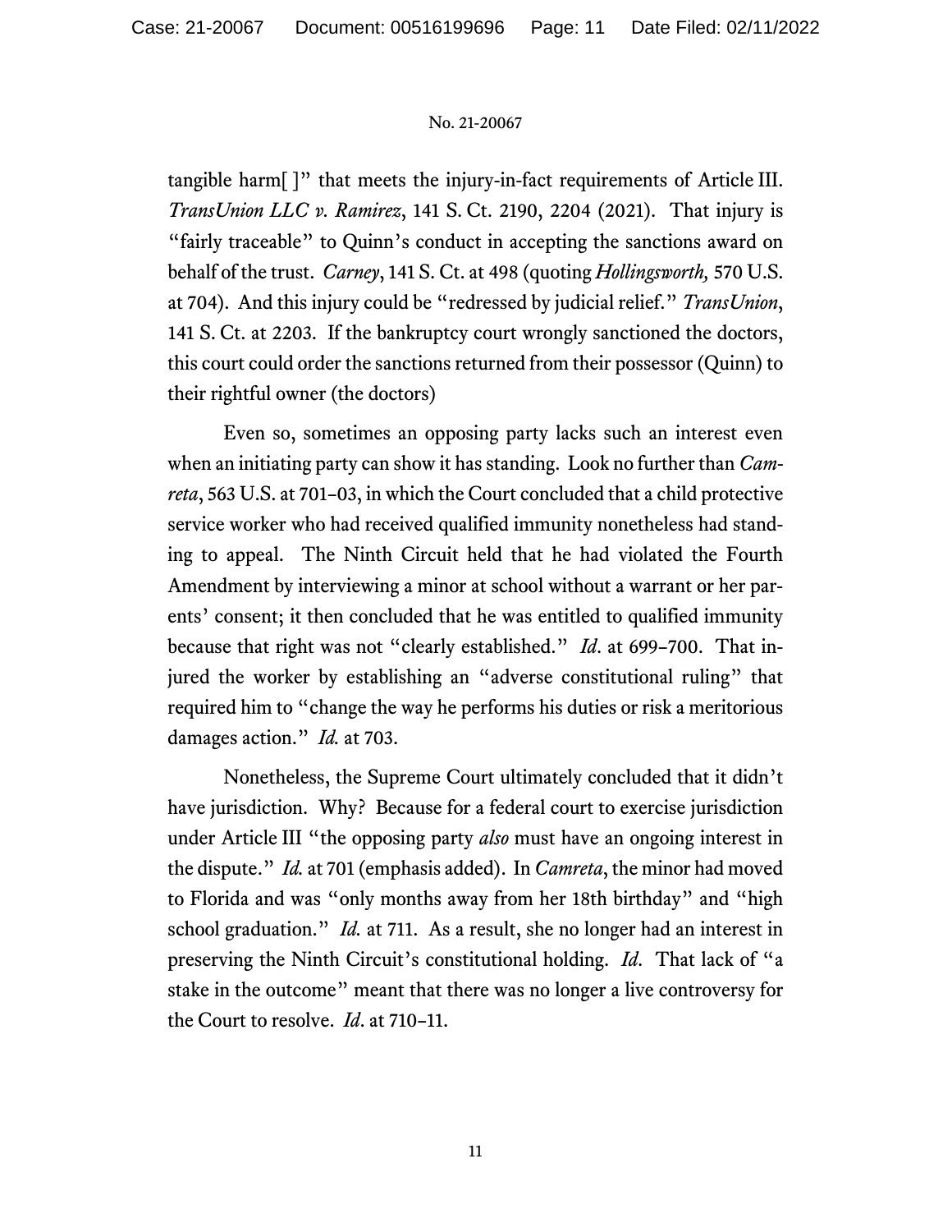tangible harm[ ]" that meets the injury-in-fact requirements of Article III. *TransUnion LLC v. Ramirez*, 141 S. Ct. 2190, 2204 (2021). That injury is "fairly traceable" to Quinn's conduct in accepting the sanctions award on behalf of the trust. *Carney*, 141 S. Ct. at 498 (quoting *Hollingsworth,* 570 U.S. at 704). And this injury could be "redressed by judicial relief." *TransUnion*, 141 S. Ct. at 2203. If the bankruptcy court wrongly sanctioned the doctors, this court could order the sanctions returned from their possessor (Quinn) to their rightful owner (the doctors)

Even so, sometimes an opposing party lacks such an interest even when an initiating party can show it has standing. Look no further than *Camreta*, 563 U.S. at 701–03, in which the Court concluded that a child protective service worker who had received qualified immunity nonetheless had standing to appeal. The Ninth Circuit held that he had violated the Fourth Amendment by interviewing a minor at school without a warrant or her parents' consent; it then concluded that he was entitled to qualified immunity because that right was not "clearly established." *Id*. at 699–700. That injured the worker by establishing an "adverse constitutional ruling" that required him to "change the way he performs his duties or risk a meritorious damages action." *Id.* at 703.

Nonetheless, the Supreme Court ultimately concluded that it didn't have jurisdiction. Why? Because for a federal court to exercise jurisdiction under Article III "the opposing party *also* must have an ongoing interest in the dispute." *Id.* at 701 (emphasis added). In *Camreta*, the minor had moved to Florida and was "only months away from her 18th birthday" and "high school graduation." *Id.* at 711. As a result, she no longer had an interest in preserving the Ninth Circuit's constitutional holding. *Id*. That lack of "a stake in the outcome" meant that there was no longer a live controversy for the Court to resolve. *Id*. at 710–11.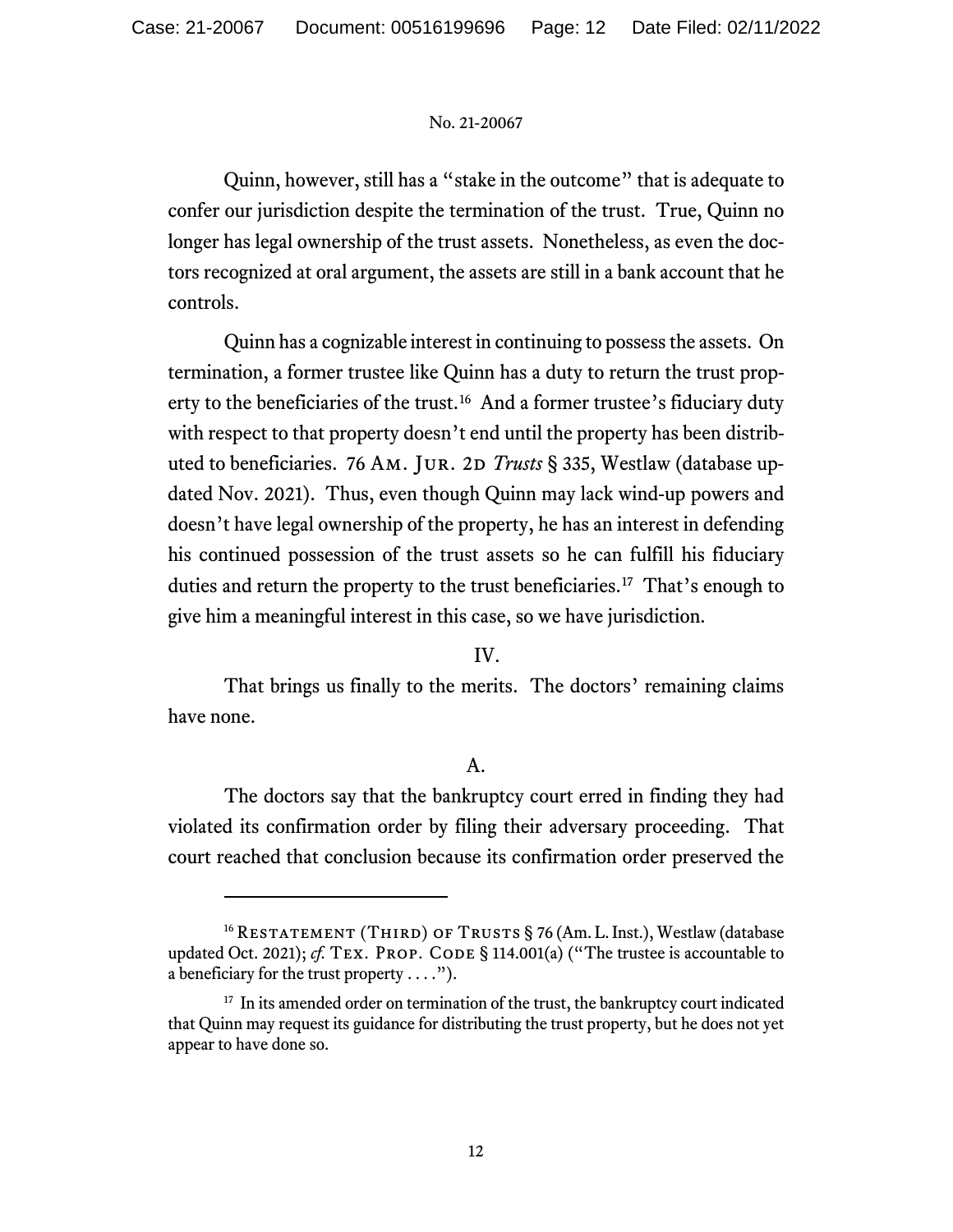Quinn, however, still has a "stake in the outcome" that is adequate to confer our jurisdiction despite the termination of the trust. True, Quinn no longer has legal ownership of the trust assets. Nonetheless, as even the doctors recognized at oral argument, the assets are still in a bank account that he controls.

Quinn has a cognizable interest in continuing to possess the assets. On termination, a former trustee like Quinn has a duty to return the trust property to the beneficiaries of the trust.[16] And a former trustee's fiduciary duty with respect to that property doesn't end until the property has been distributed to beneficiaries. 76 AM. JUR. 2D *Trusts* § 335, Westlaw (database updated Nov. 2021). Thus, even though Quinn may lack wind-up powers and doesn't have legal ownership of the property, he has an interest in defending his continued possession of the trust assets so he can fulfill his fiduciary duties and return the property to the trust beneficiaries.[17] That's enough to give him a meaningful interest in this case, so we have jurisdiction.

## IV.

That brings us finally to the merits. The doctors' remaining claims have none.

### A.

The doctors say that the bankruptcy court erred in finding they had violated its confirmation order by filing their adversary proceeding. That court reached that conclusion because its confirmation order preserved the

---

[16] RESTATEMENT (THIRD) OF TRUSTS § 76 (Am. L. Inst.), Westlaw (database updated Oct. 2021); *cf.* TEX. PROP. CODE § 114.001(a) ("The trustee is accountable to a beneficiary for the trust property . . . .").

[17] In its amended order on termination of the trust, the bankruptcy court indicated that Quinn may request its guidance for distributing the trust property, but he does not yet appear to have done so.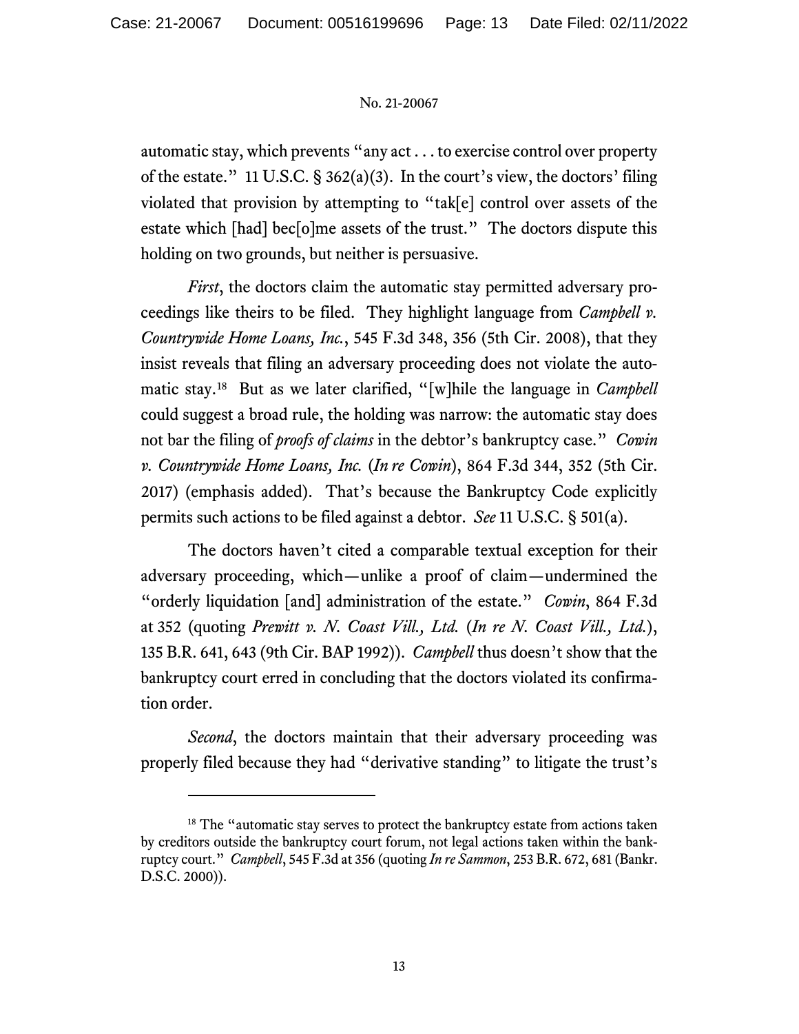automatic stay, which prevents "any act . . . to exercise control over property of the estate." 11 U.S.C. § 362(a)(3). In the court's view, the doctors' filing violated that provision by attempting to "tak[e] control over assets of the estate which [had] bec[o]me assets of the trust." The doctors dispute this holding on two grounds, but neither is persuasive.

*First*, the doctors claim the automatic stay permitted adversary proceedings like theirs to be filed. They highlight language from *Campbell v. Countrywide Home Loans, Inc.*, 545 F.3d 348, 356 (5th Cir. 2008), that they insist reveals that filing an adversary proceeding does not violate the automatic stay.[18] But as we later clarified, "[w]hile the language in *Campbell* could suggest a broad rule, the holding was narrow: the automatic stay does not bar the filing of *proofs of claims* in the debtor's bankruptcy case." *Cowin v. Countrywide Home Loans, Inc.* (*In re Cowin*), 864 F.3d 344, 352 (5th Cir. 2017) (emphasis added). That's because the Bankruptcy Code explicitly permits such actions to be filed against a debtor. *See* 11 U.S.C. § 501(a).

The doctors haven't cited a comparable textual exception for their adversary proceeding, which—unlike a proof of claim—undermined the "orderly liquidation [and] administration of the estate." *Cowin*, 864 F.3d at 352 (quoting *Prewitt v. N. Coast Vill., Ltd.* (*In re N. Coast Vill., Ltd.*), 135 B.R. 641, 643 (9th Cir. BAP 1992)). *Campbell* thus doesn't show that the bankruptcy court erred in concluding that the doctors violated its confirmation order.

*Second*, the doctors maintain that their adversary proceeding was properly filed because they had "derivative standing" to litigate the trust's

[18] The "automatic stay serves to protect the bankruptcy estate from actions taken by creditors outside the bankruptcy court forum, not legal actions taken within the bankruptcy court." *Campbell*, 545 F.3d at 356 (quoting *In re Sammon*, 253 B.R. 672, 681 (Bankr. D.S.C. 2000)).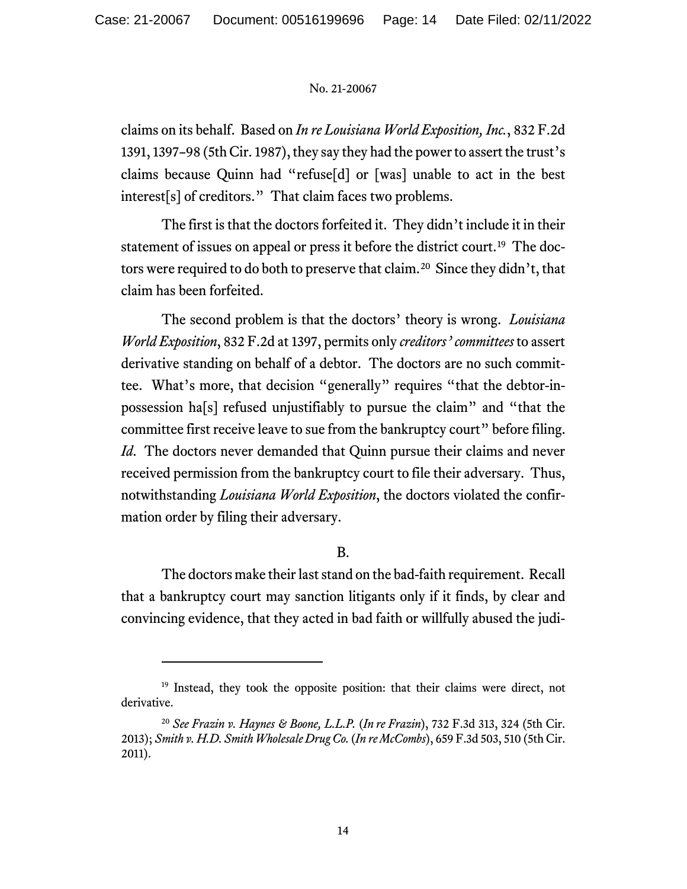claims on its behalf. Based on *In re Louisiana World Exposition, Inc.*, 832 F.2d 1391, 1397–98 (5th Cir. 1987), they say they had the power to assert the trust's claims because Quinn had "refuse[d] or [was] unable to act in the best interest[s] of creditors." That claim faces two problems.

The first is that the doctors forfeited it. They didn't include it in their statement of issues on appeal or press it before the district court.[19] The doctors were required to do both to preserve that claim.[20] Since they didn't, that claim has been forfeited.

The second problem is that the doctors' theory is wrong. *Louisiana World Exposition*, 832 F.2d at 1397, permits only *creditors' committees* to assert derivative standing on behalf of a debtor. The doctors are no such committee. What's more, that decision "generally" requires "that the debtor-in-possession ha[s] refused unjustifiably to pursue the claim" and "that the committee first receive leave to sue from the bankruptcy court" before filing. *Id.* The doctors never demanded that Quinn pursue their claims and never received permission from the bankruptcy court to file their adversary. Thus, notwithstanding *Louisiana World Exposition*, the doctors violated the confirmation order by filing their adversary.

B.

The doctors make their last stand on the bad-faith requirement. Recall that a bankruptcy court may sanction litigants only if it finds, by clear and convincing evidence, that they acted in bad faith or willfully abused the judi-

---

[19] Instead, they took the opposite position: that their claims were direct, not derivative.

[20] *See Frazin v. Haynes & Boone, L.L.P.* (*In re Frazin*), 732 F.3d 313, 324 (5th Cir. 2013); *Smith v. H.D. Smith Wholesale Drug Co.* (*In re McCombs*), 659 F.3d 503, 510 (5th Cir. 2011).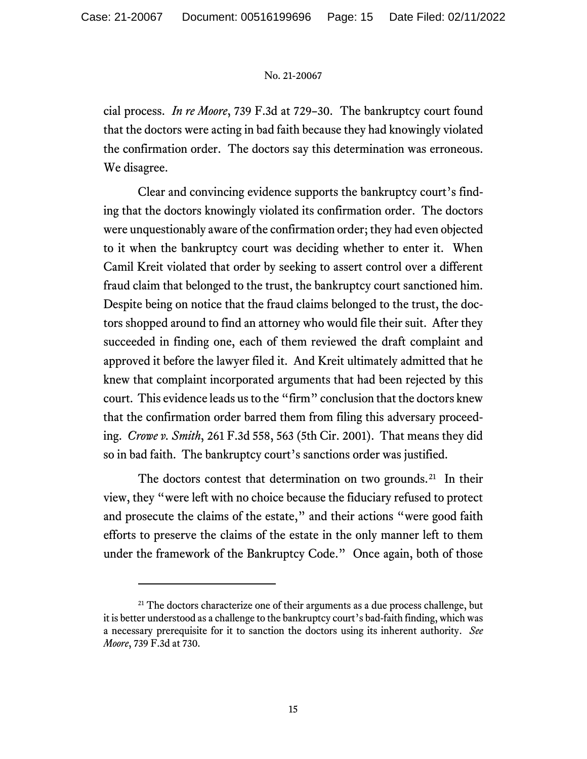cial process. *In re Moore*, 739 F.3d at 729–30. The bankruptcy court found that the doctors were acting in bad faith because they had knowingly violated the confirmation order. The doctors say this determination was erroneous. We disagree.

Clear and convincing evidence supports the bankruptcy court's finding that the doctors knowingly violated its confirmation order. The doctors were unquestionably aware of the confirmation order; they had even objected to it when the bankruptcy court was deciding whether to enter it. When Camil Kreit violated that order by seeking to assert control over a different fraud claim that belonged to the trust, the bankruptcy court sanctioned him. Despite being on notice that the fraud claims belonged to the trust, the doctors shopped around to find an attorney who would file their suit. After they succeeded in finding one, each of them reviewed the draft complaint and approved it before the lawyer filed it. And Kreit ultimately admitted that he knew that complaint incorporated arguments that had been rejected by this court. This evidence leads us to the "firm" conclusion that the doctors knew that the confirmation order barred them from filing this adversary proceeding. *Crowe v. Smith*, 261 F.3d 558, 563 (5th Cir. 2001). That means they did so in bad faith. The bankruptcy court's sanctions order was justified.

The doctors contest that determination on two grounds.[21] In their view, they "were left with no choice because the fiduciary refused to protect and prosecute the claims of the estate," and their actions "were good faith efforts to preserve the claims of the estate in the only manner left to them under the framework of the Bankruptcy Code." Once again, both of those

[21] The doctors characterize one of their arguments as a due process challenge, but it is better understood as a challenge to the bankruptcy court's bad-faith finding, which was a necessary prerequisite for it to sanction the doctors using its inherent authority. *See Moore*, 739 F.3d at 730.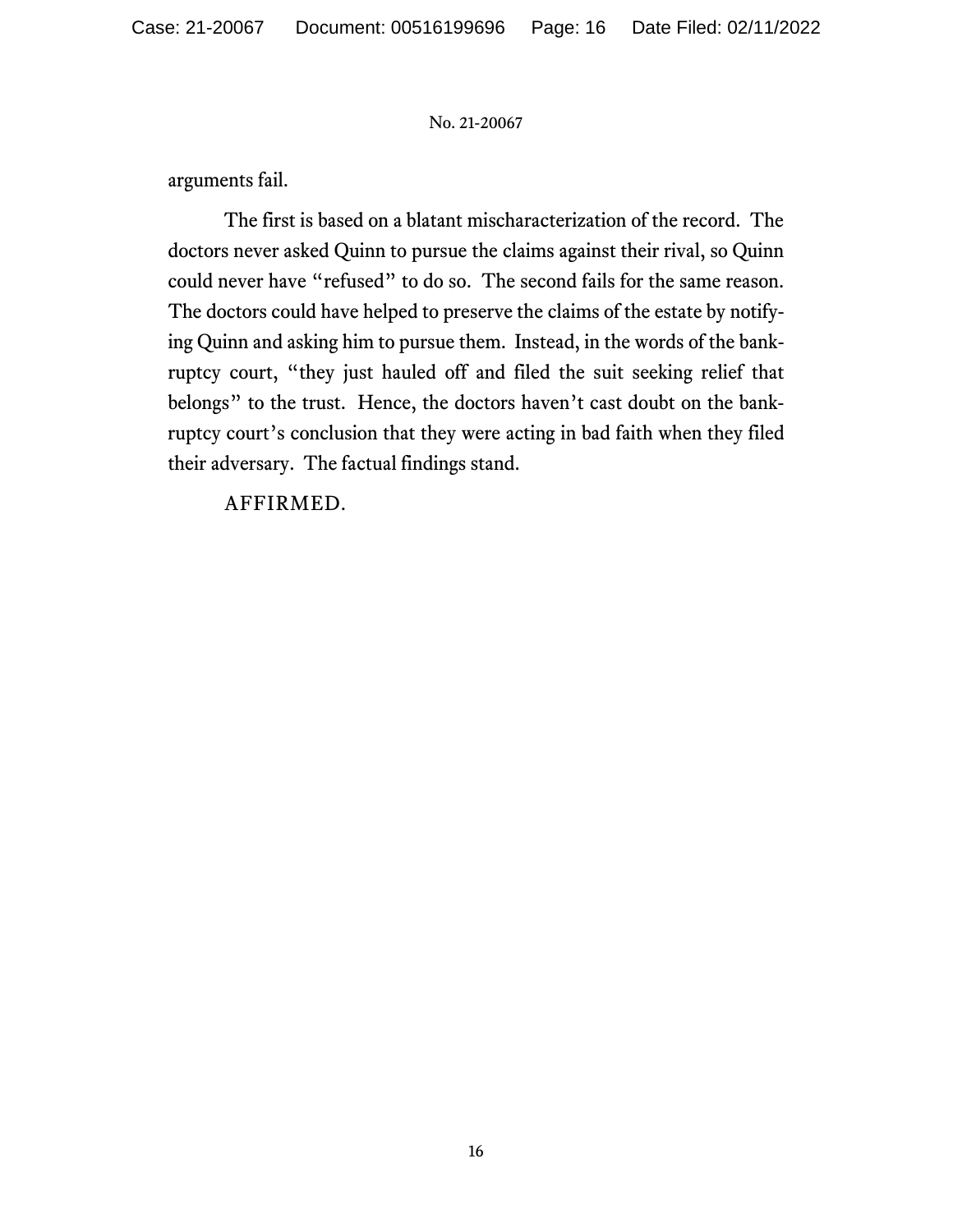arguments fail.

The first is based on a blatant mischaracterization of the record. The doctors never asked Quinn to pursue the claims against their rival, so Quinn could never have "refused" to do so. The second fails for the same reason. The doctors could have helped to preserve the claims of the estate by notifying Quinn and asking him to pursue them. Instead, in the words of the bankruptcy court, "they just hauled off and filed the suit seeking relief that belongs" to the trust. Hence, the doctors haven't cast doubt on the bankruptcy court's conclusion that they were acting in bad faith when they filed their adversary. The factual findings stand.

AFFIRMED.